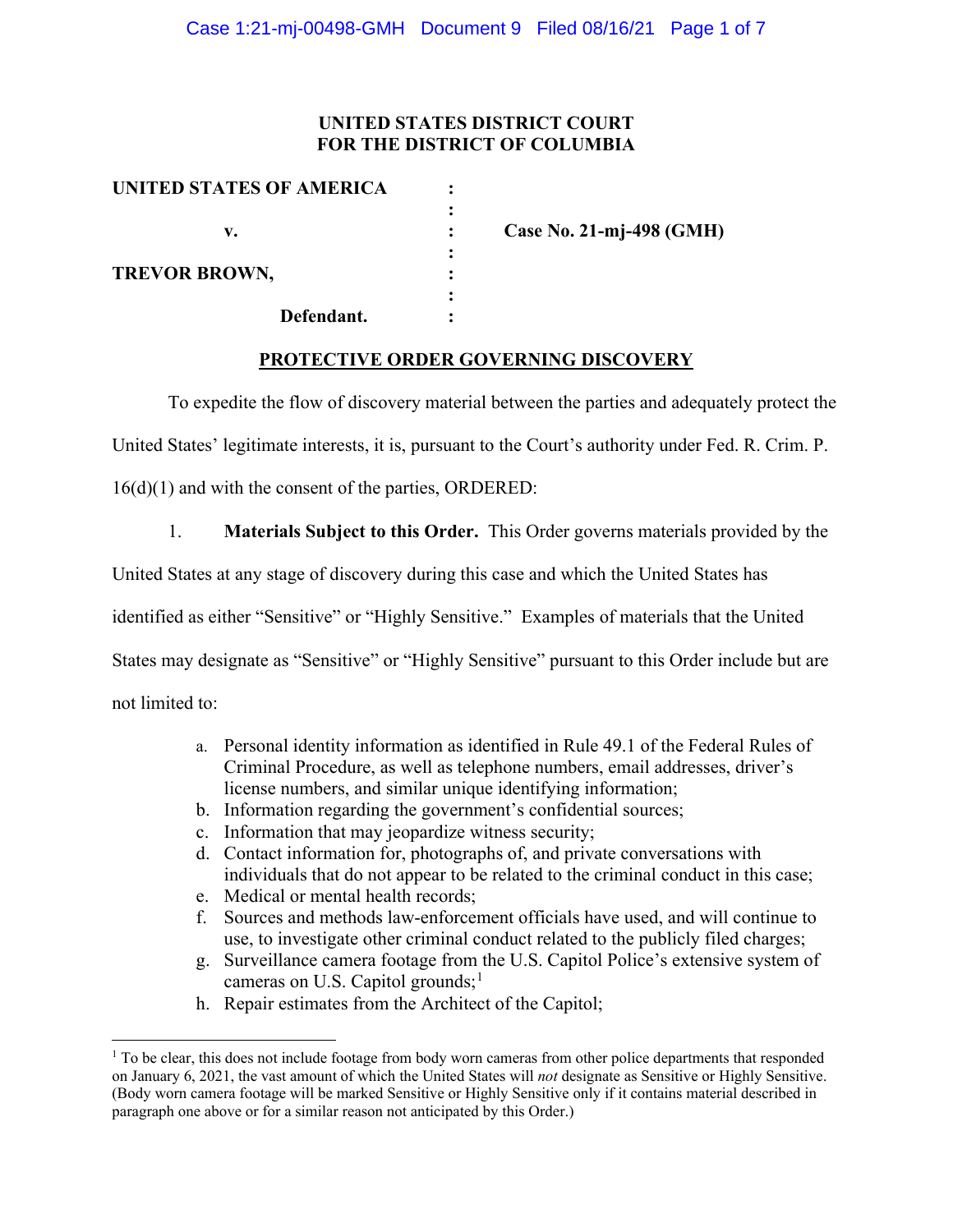**UNITED STATES DISTRICT COURT**
**FOR THE DISTRICT OF COLUMBIA**

| | | |
|---|---|---|
| **UNITED STATES OF AMERICA** | : | |
| | : | |
| **v.** | : | **Case No. 21-mj-498 (GMH)** |
| | : | |
| **TREVOR BROWN,** | : | |
| | : | |
| **Defendant.** | : | |

## PROTECTIVE ORDER GOVERNING DISCOVERY

To expedite the flow of discovery material between the parties and adequately protect the United States' legitimate interests, it is, pursuant to the Court's authority under Fed. R. Crim. P. 16(d)(1) and with the consent of the parties, ORDERED:

1. **Materials Subject to this Order.** This Order governs materials provided by the United States at any stage of discovery during this case and which the United States has identified as either "Sensitive" or "Highly Sensitive." Examples of materials that the United States may designate as "Sensitive" or "Highly Sensitive" pursuant to this Order include but are not limited to:

   a. Personal identity information as identified in Rule 49.1 of the Federal Rules of Criminal Procedure, as well as telephone numbers, email addresses, driver's license numbers, and similar unique identifying information;
   b. Information regarding the government's confidential sources;
   c. Information that may jeopardize witness security;
   d. Contact information for, photographs of, and private conversations with individuals that do not appear to be related to the criminal conduct in this case;
   e. Medical or mental health records;
   f. Sources and methods law-enforcement officials have used, and will continue to use, to investigate other criminal conduct related to the publicly filed charges;
   g. Surveillance camera footage from the U.S. Capitol Police's extensive system of cameras on U.S. Capitol grounds;[1]
   h. Repair estimates from the Architect of the Capitol;

[1] To be clear, this does not include footage from body worn cameras from other police departments that responded on January 6, 2021, the vast amount of which the United States will *not* designate as Sensitive or Highly Sensitive. (Body worn camera footage will be marked Sensitive or Highly Sensitive only if it contains material described in paragraph one above or for a similar reason not anticipated by this Order.)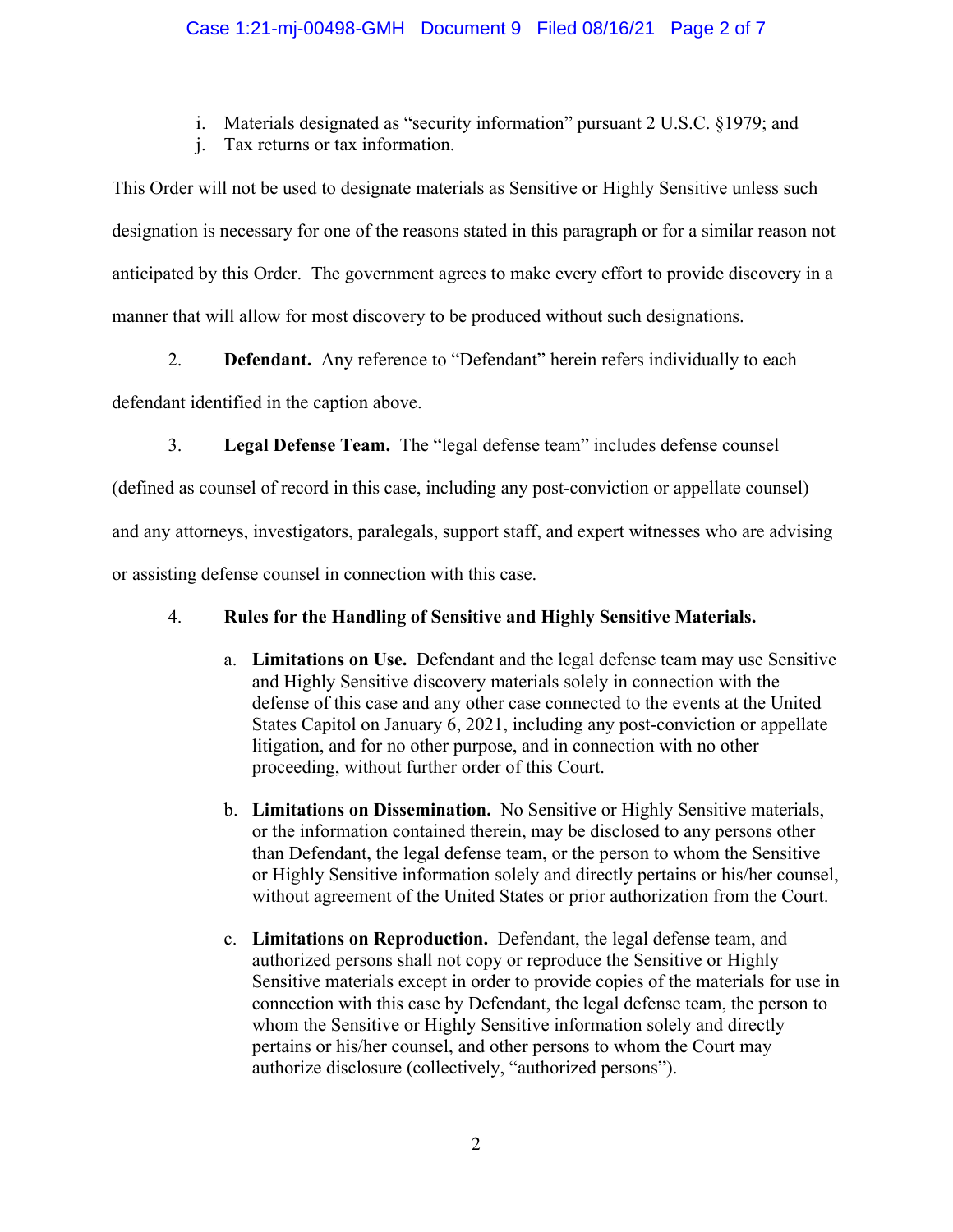i. Materials designated as "security information" pursuant 2 U.S.C. §1979; and
j. Tax returns or tax information.

This Order will not be used to designate materials as Sensitive or Highly Sensitive unless such designation is necessary for one of the reasons stated in this paragraph or for a similar reason not anticipated by this Order. The government agrees to make every effort to provide discovery in a manner that will allow for most discovery to be produced without such designations.

2. **Defendant.** Any reference to "Defendant" herein refers individually to each defendant identified in the caption above.

3. **Legal Defense Team.** The "legal defense team" includes defense counsel (defined as counsel of record in this case, including any post-conviction or appellate counsel) and any attorneys, investigators, paralegals, support staff, and expert witnesses who are advising or assisting defense counsel in connection with this case.

4. **Rules for the Handling of Sensitive and Highly Sensitive Materials.**

   a. **Limitations on Use.** Defendant and the legal defense team may use Sensitive and Highly Sensitive discovery materials solely in connection with the defense of this case and any other case connected to the events at the United States Capitol on January 6, 2021, including any post-conviction or appellate litigation, and for no other purpose, and in connection with no other proceeding, without further order of this Court.

   b. **Limitations on Dissemination.** No Sensitive or Highly Sensitive materials, or the information contained therein, may be disclosed to any persons other than Defendant, the legal defense team, or the person to whom the Sensitive or Highly Sensitive information solely and directly pertains or his/her counsel, without agreement of the United States or prior authorization from the Court.

   c. **Limitations on Reproduction.** Defendant, the legal defense team, and authorized persons shall not copy or reproduce the Sensitive or Highly Sensitive materials except in order to provide copies of the materials for use in connection with this case by Defendant, the legal defense team, the person to whom the Sensitive or Highly Sensitive information solely and directly pertains or his/her counsel, and other persons to whom the Court may authorize disclosure (collectively, "authorized persons").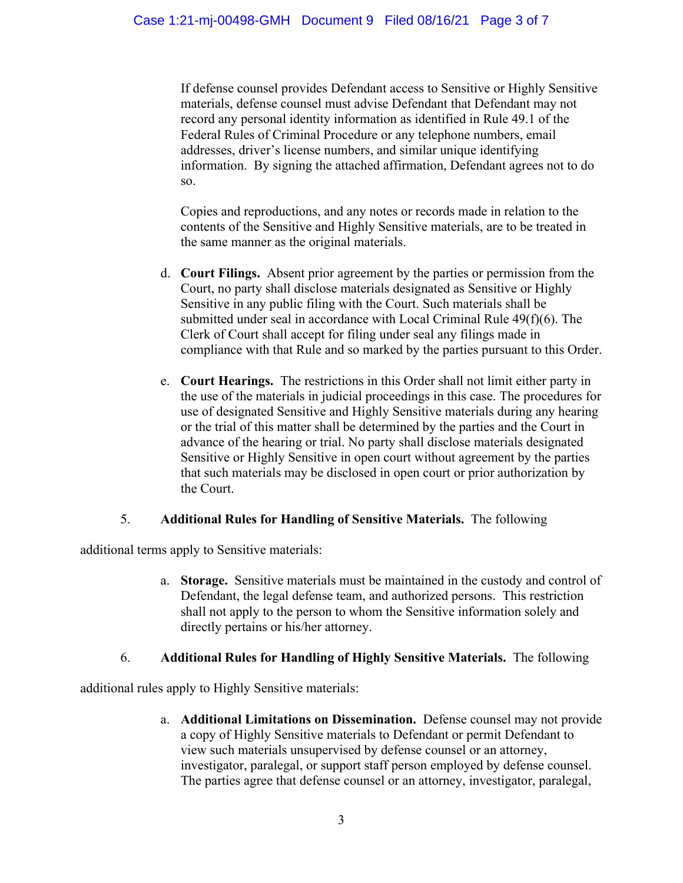If defense counsel provides Defendant access to Sensitive or Highly Sensitive materials, defense counsel must advise Defendant that Defendant may not record any personal identity information as identified in Rule 49.1 of the Federal Rules of Criminal Procedure or any telephone numbers, email addresses, driver's license numbers, and similar unique identifying information. By signing the attached affirmation, Defendant agrees not to do so.

Copies and reproductions, and any notes or records made in relation to the contents of the Sensitive and Highly Sensitive materials, are to be treated in the same manner as the original materials.

d. **Court Filings.** Absent prior agreement by the parties or permission from the Court, no party shall disclose materials designated as Sensitive or Highly Sensitive in any public filing with the Court. Such materials shall be submitted under seal in accordance with Local Criminal Rule 49(f)(6). The Clerk of Court shall accept for filing under seal any filings made in compliance with that Rule and so marked by the parties pursuant to this Order.

e. **Court Hearings.** The restrictions in this Order shall not limit either party in the use of the materials in judicial proceedings in this case. The procedures for use of designated Sensitive and Highly Sensitive materials during any hearing or the trial of this matter shall be determined by the parties and the Court in advance of the hearing or trial. No party shall disclose materials designated Sensitive or Highly Sensitive in open court without agreement by the parties that such materials may be disclosed in open court or prior authorization by the Court.

5. **Additional Rules for Handling of Sensitive Materials.** The following additional terms apply to Sensitive materials:

a. **Storage.** Sensitive materials must be maintained in the custody and control of Defendant, the legal defense team, and authorized persons. This restriction shall not apply to the person to whom the Sensitive information solely and directly pertains or his/her attorney.

6. **Additional Rules for Handling of Highly Sensitive Materials.** The following additional rules apply to Highly Sensitive materials:

a. **Additional Limitations on Dissemination.** Defense counsel may not provide a copy of Highly Sensitive materials to Defendant or permit Defendant to view such materials unsupervised by defense counsel or an attorney, investigator, paralegal, or support staff person employed by defense counsel. The parties agree that defense counsel or an attorney, investigator, paralegal,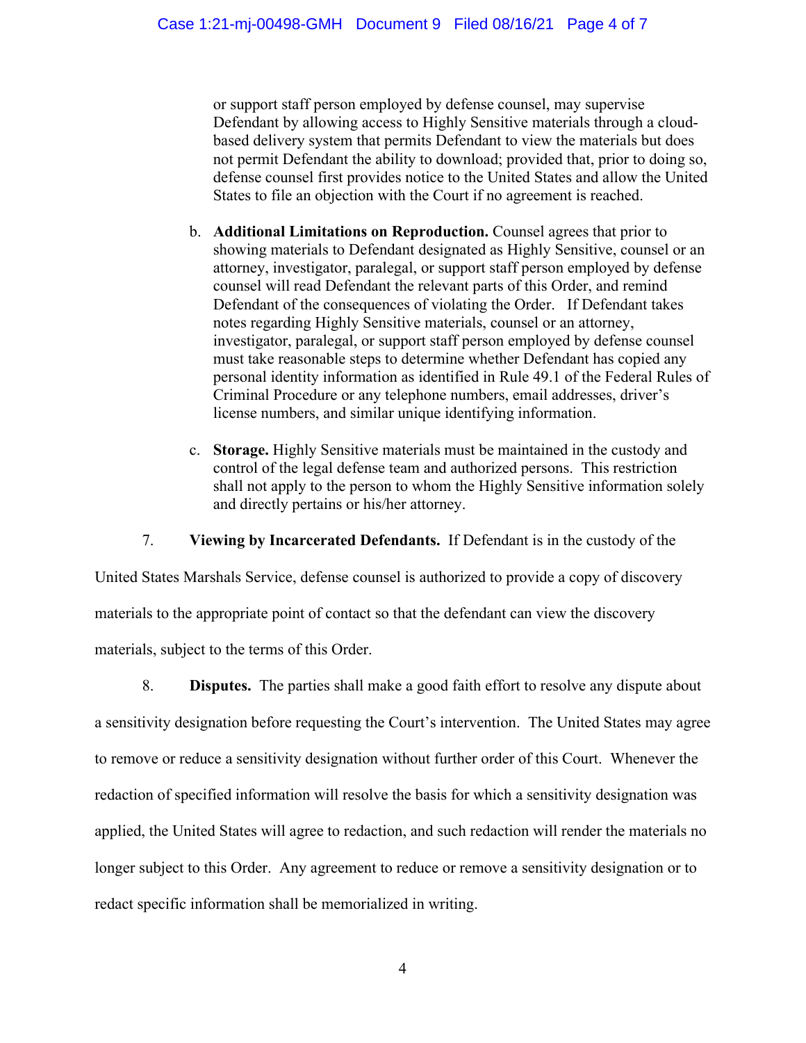or support staff person employed by defense counsel, may supervise Defendant by allowing access to Highly Sensitive materials through a cloud-based delivery system that permits Defendant to view the materials but does not permit Defendant the ability to download; provided that, prior to doing so, defense counsel first provides notice to the United States and allow the United States to file an objection with the Court if no agreement is reached.

b. **Additional Limitations on Reproduction.** Counsel agrees that prior to showing materials to Defendant designated as Highly Sensitive, counsel or an attorney, investigator, paralegal, or support staff person employed by defense counsel will read Defendant the relevant parts of this Order, and remind Defendant of the consequences of violating the Order. If Defendant takes notes regarding Highly Sensitive materials, counsel or an attorney, investigator, paralegal, or support staff person employed by defense counsel must take reasonable steps to determine whether Defendant has copied any personal identity information as identified in Rule 49.1 of the Federal Rules of Criminal Procedure or any telephone numbers, email addresses, driver's license numbers, and similar unique identifying information.

c. **Storage.** Highly Sensitive materials must be maintained in the custody and control of the legal defense team and authorized persons. This restriction shall not apply to the person to whom the Highly Sensitive information solely and directly pertains or his/her attorney.

7. **Viewing by Incarcerated Defendants.** If Defendant is in the custody of the United States Marshals Service, defense counsel is authorized to provide a copy of discovery materials to the appropriate point of contact so that the defendant can view the discovery materials, subject to the terms of this Order.

8. **Disputes.** The parties shall make a good faith effort to resolve any dispute about a sensitivity designation before requesting the Court's intervention. The United States may agree to remove or reduce a sensitivity designation without further order of this Court. Whenever the redaction of specified information will resolve the basis for which a sensitivity designation was applied, the United States will agree to redaction, and such redaction will render the materials no longer subject to this Order. Any agreement to reduce or remove a sensitivity designation or to redact specific information shall be memorialized in writing.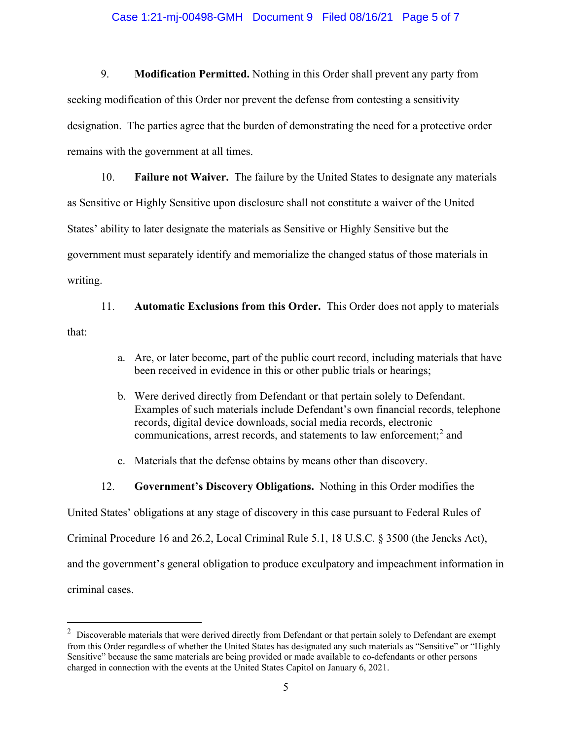9. **Modification Permitted.** Nothing in this Order shall prevent any party from seeking modification of this Order nor prevent the defense from contesting a sensitivity designation. The parties agree that the burden of demonstrating the need for a protective order remains with the government at all times.

10. **Failure not Waiver.** The failure by the United States to designate any materials as Sensitive or Highly Sensitive upon disclosure shall not constitute a waiver of the United States' ability to later designate the materials as Sensitive or Highly Sensitive but the government must separately identify and memorialize the changed status of those materials in writing.

11. **Automatic Exclusions from this Order.** This Order does not apply to materials that:

a. Are, or later become, part of the public court record, including materials that have been received in evidence in this or other public trials or hearings;

b. Were derived directly from Defendant or that pertain solely to Defendant. Examples of such materials include Defendant's own financial records, telephone records, digital device downloads, social media records, electronic communications, arrest records, and statements to law enforcement;[2] and

c. Materials that the defense obtains by means other than discovery.

12. **Government's Discovery Obligations.** Nothing in this Order modifies the United States' obligations at any stage of discovery in this case pursuant to Federal Rules of Criminal Procedure 16 and 26.2, Local Criminal Rule 5.1, 18 U.S.C. § 3500 (the Jencks Act), and the government's general obligation to produce exculpatory and impeachment information in criminal cases.

---

[2] Discoverable materials that were derived directly from Defendant or that pertain solely to Defendant are exempt from this Order regardless of whether the United States has designated any such materials as "Sensitive" or "Highly Sensitive" because the same materials are being provided or made available to co-defendants or other persons charged in connection with the events at the United States Capitol on January 6, 2021.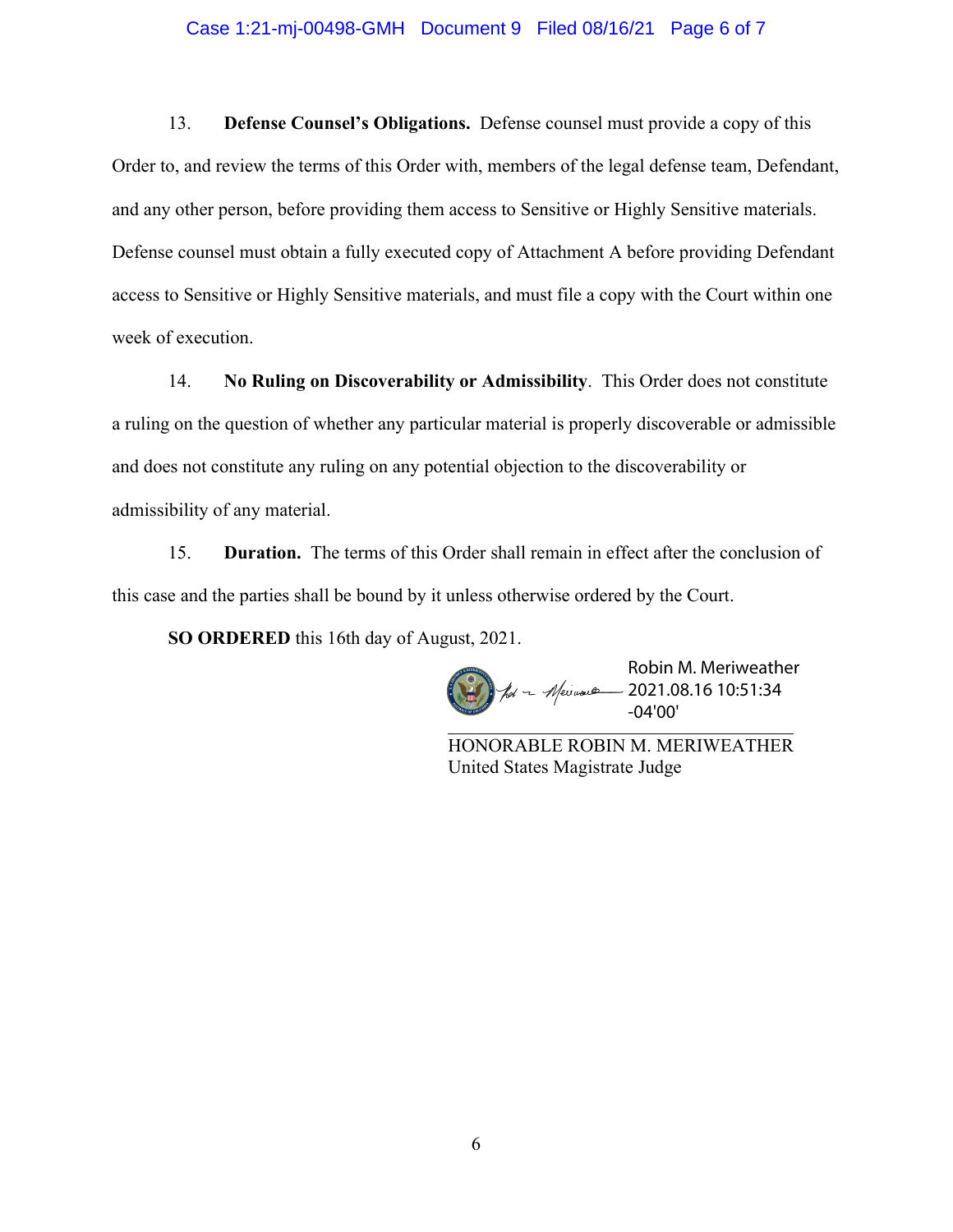13. **Defense Counsel's Obligations.** Defense counsel must provide a copy of this Order to, and review the terms of this Order with, members of the legal defense team, Defendant, and any other person, before providing them access to Sensitive or Highly Sensitive materials. Defense counsel must obtain a fully executed copy of Attachment A before providing Defendant access to Sensitive or Highly Sensitive materials, and must file a copy with the Court within one week of execution.

14. **No Ruling on Discoverability or Admissibility**. This Order does not constitute a ruling on the question of whether any particular material is properly discoverable or admissible and does not constitute any ruling on any potential objection to the discoverability or admissibility of any material.

15. **Duration.** The terms of this Order shall remain in effect after the conclusion of this case and the parties shall be bound by it unless otherwise ordered by the Court.

**SO ORDERED** this 16th day of August, 2021.

Robin M. Meriweather
2021.08.16 10:51:34
-04'00'

HONORABLE ROBIN M. MERIWEATHER
United States Magistrate Judge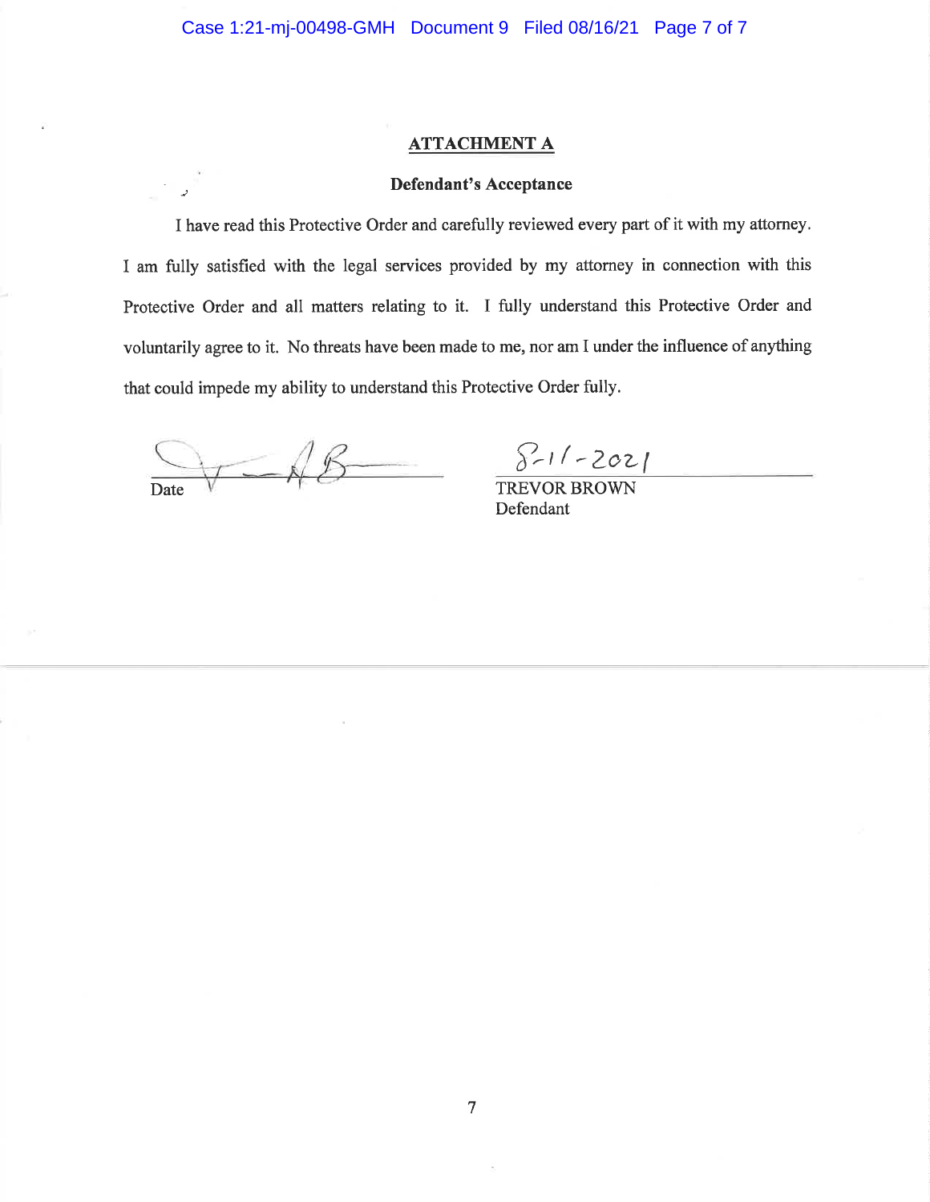## ATTACHMENT A

**Defendant's Acceptance**

I have read this Protective Order and carefully reviewed every part of it with my attorney. I am fully satisfied with the legal services provided by my attorney in connection with this Protective Order and all matters relating to it. I fully understand this Protective Order and voluntarily agree to it. No threats have been made to me, nor am I under the influence of anything that could impede my ability to understand this Protective Order fully.

Date

8-11-2021

TREVOR BROWN
Defendant